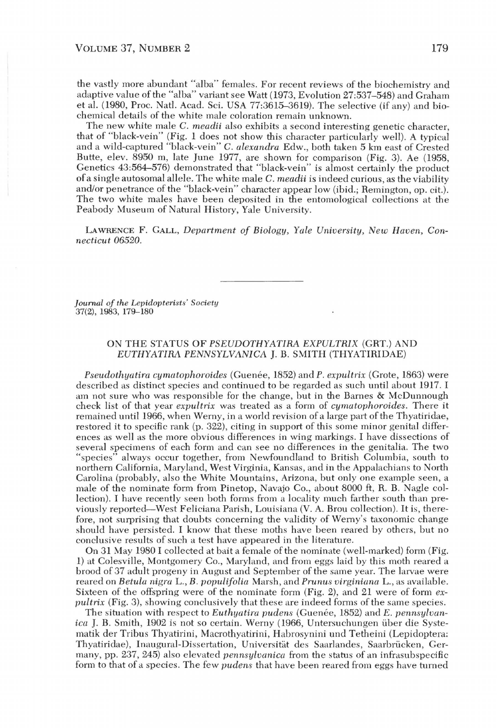the vastly more abundant "alba" females. For recent reviews of the biochemistry and adaptive value of the "alba" variant see Watt (1973, Evolution 27:537–548) and Graham et al. (1980, Proc. Natl. Acad. Sci. USA 77:3615–3619). The selective (if any) and biochemical details of the white male coloration remain unknown.

The new white male *C. meadii* also exhibits a second interesting genetic character, that of "black-vein" (Fig. 1 does not show this character particularly well). A typical and a wild-captured "black-vein" *C. alexandra* Edw., both taken 5 km east of Crested Butte, elev. 8950 m, late June 1977, are shown for comparison (Fig. 3). Ae (1958, Genetics 43:564–576) demonstrated that "black-vein" is almost certainly the product of a single autosomal allele. The white male *C. meadii* is indeed curious, as the viability and/or penetrance of the "black-vein" character appear low (ibid.; Remington, op. cit.). The two white males have been deposited in the entomological collections at the Peabody Museum of Natural History, Yale University.

LAWRENCE F. GALL, *Department of Biology, Yale University, New Haven, Connecticut 06520.*

---

*Journal of the Lepidopterists' Society*
37(2), 1983, 179–180

## ON THE STATUS OF *PSEUDOTHYATIRA EXPULTRIX* (GRT.) AND *EUTHYATIRA PENNSYLVANICA* J. B. SMITH (THYATIRIDAE)

*Pseudothyatira cymatophoroides* (Guenée, 1852) and *P. expultrix* (Grote, 1863) were described as distinct species and continued to be regarded as such until about 1917. I am not sure who was responsible for the change, but in the Barnes & McDunnough check list of that year *expultrix* was treated as a form of *cymatophoroides*. There it remained until 1966, when Werny, in a world revision of a large part of the Thyatiridae, restored it to specific rank (p. 322), citing in support of this some minor genital differences as well as the more obvious differences in wing markings. I have dissections of several specimens of each form and can see no differences in the genitalia. The two "species" always occur together, from Newfoundland to British Columbia, south to northern California, Maryland, West Virginia, Kansas, and in the Appalachians to North Carolina (probably, also the White Mountains, Arizona, but only one example seen, a male of the nominate form from Pinetop, Navajo Co., about 8000 ft, R. B. Nagle collection). I have recently seen both forms from a locality much farther south than previously reported—West Feliciana Parish, Louisiana (V. A. Brou collection). It is, therefore, not surprising that doubts concerning the validity of Werny's taxonomic change should have persisted. I know that these moths have been reared by others, but no conclusive results of such a test have appeared in the literature.

On 31 May 1980 I collected at bait a female of the nominate (well-marked) form (Fig. 1) at Colesville, Montgomery Co., Maryland, and from eggs laid by this moth reared a brood of 37 adult progeny in August and September of the same year. The larvae were reared on *Betula nigra* L., *B. populifolia* Marsh, and *Prunus virginiana* L., as available. Sixteen of the offspring were of the nominate form (Fig. 2), and 21 were of form *expultrix* (Fig. 3), showing conclusively that these are indeed forms of the same species.

The situation with respect to *Euthyatira pudens* (Guenée, 1852) and *E. pennsylvanica* J. B. Smith, 1902 is not so certain. Werny (1966, Untersuchungen über die Systematik der Tribus Thyatirini, Macrothyatirini, Habrosynini und Tetheini (Lepidoptera: Thyatiridae), Inaugural-Dissertation, Universität des Saarlandes, Saarbrücken, Germany, pp. 237, 245) also elevated *pennsylvanica* from the status of an infrasubspecific form to that of a species. The few *pudens* that have been reared from eggs have turned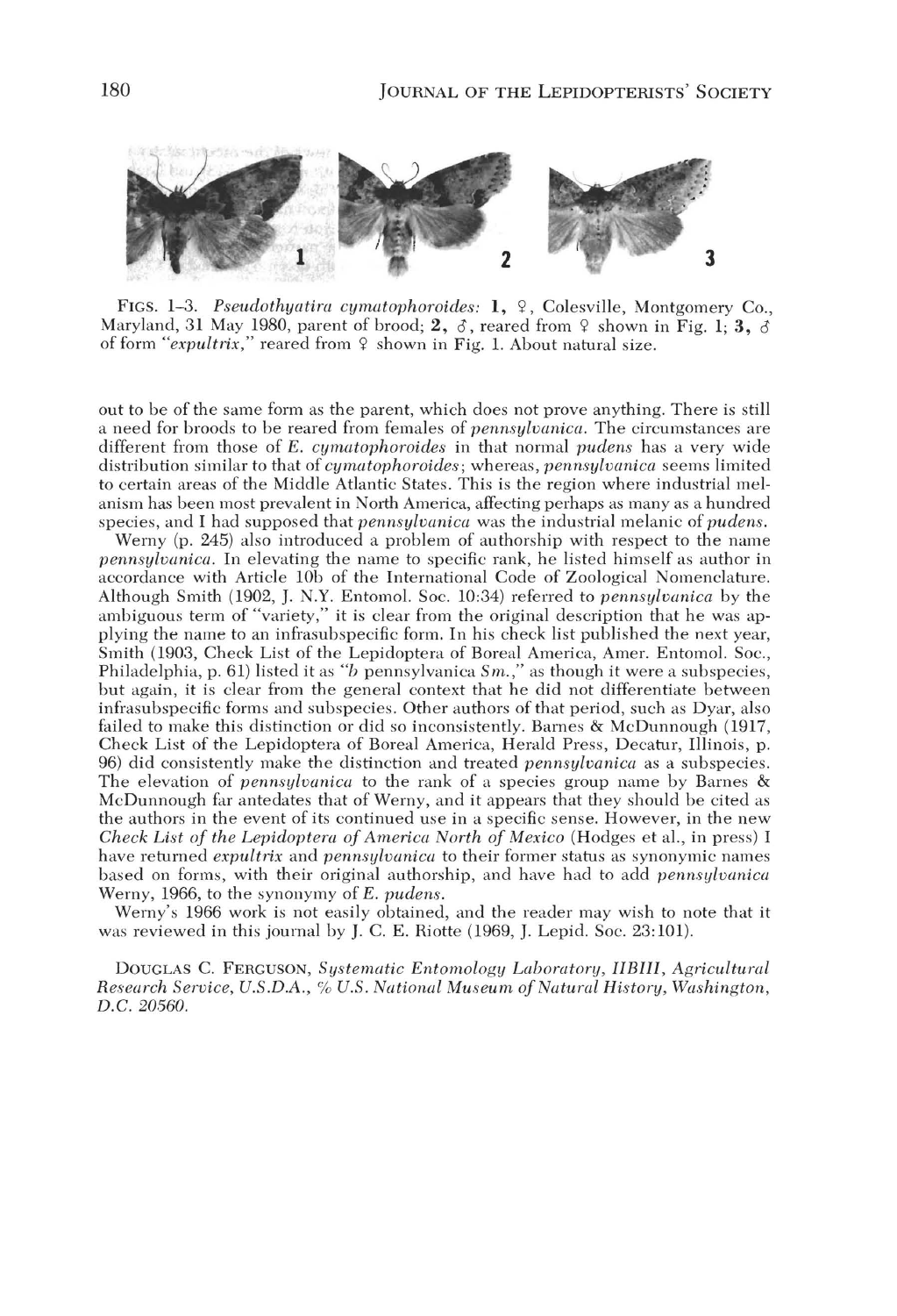FIGS. 1–3. *Pseudothyatira cymatophoroides:* **1,** ♀, Colesville, Montgomery Co., Maryland, 31 May 1980, parent of brood; **2,** ♂, reared from ♀ shown in Fig. 1; **3,** ♂ of form "*expultrix*," reared from ♀ shown in Fig. 1. About natural size.

out to be of the same form as the parent, which does not prove anything. There is still a need for broods to be reared from females of *pennsylvanica*. The circumstances are different from those of *E. cymatophoroides* in that normal *pudens* has a very wide distribution similar to that of *cymatophoroides*; whereas, *pennsylvanica* seems limited to certain areas of the Middle Atlantic States. This is the region where industrial melanism has been most prevalent in North America, affecting perhaps as many as a hundred species, and I had supposed that *pennsylvanica* was the industrial melanic of *pudens*.

Werny (p. 245) also introduced a problem of authorship with respect to the name *pennsylvanica*. In elevating the name to specific rank, he listed himself as author in accordance with Article 10b of the International Code of Zoological Nomenclature. Although Smith (1902, J. N.Y. Entomol. Soc. 10:34) referred to *pennsylvanica* by the ambiguous term of "variety," it is clear from the original description that he was applying the name to an infrasubspecific form. In his check list published the next year, Smith (1903, Check List of the Lepidoptera of Boreal America, Amer. Entomol. Soc., Philadelphia, p. 61) listed it as "*b* pennsylvanica *Sm.*," as though it were a subspecies, but again, it is clear from the general context that he did not differentiate between infrasubspecific forms and subspecies. Other authors of that period, such as Dyar, also failed to make this distinction or did so inconsistently. Barnes & McDunnough (1917, Check List of the Lepidoptera of Boreal America, Herald Press, Decatur, Illinois, p. 96) did consistently make the distinction and treated *pennsylvanica* as a subspecies. The elevation of *pennsylvanica* to the rank of a species group name by Barnes & McDunnough far antedates that of Werny, and it appears that they should be cited as the authors in the event of its continued use in a specific sense. However, in the new *Check List of the Lepidoptera of America North of Mexico* (Hodges et al., in press) I have returned *expultrix* and *pennsylvanica* to their former status as synonymic names based on forms, with their original authorship, and have had to add *pennsylvanica* Werny, 1966, to the synonymy of *E. pudens*.

Werny's 1966 work is not easily obtained, and the reader may wish to note that it was reviewed in this journal by J. C. E. Riotte (1969, J. Lepid. Soc. 23:101).

DOUGLAS C. FERGUSON, *Systematic Entomology Laboratory, IIBIII, Agricultural Research Service, U.S.D.A., % U.S. National Museum of Natural History, Washington, D.C. 20560.*